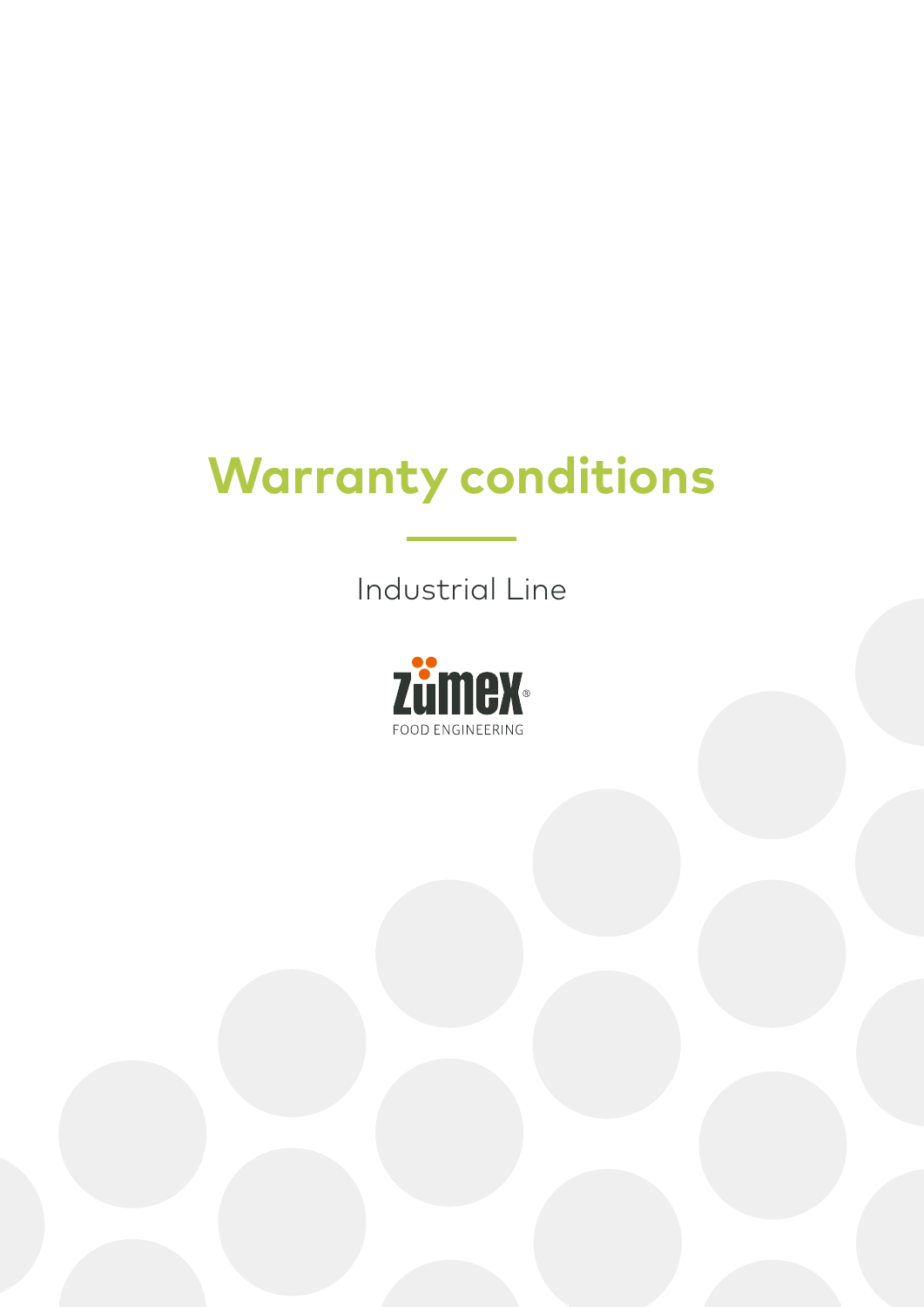# Warranty conditions

Industrial Line

zumex®
FOOD ENGINEERING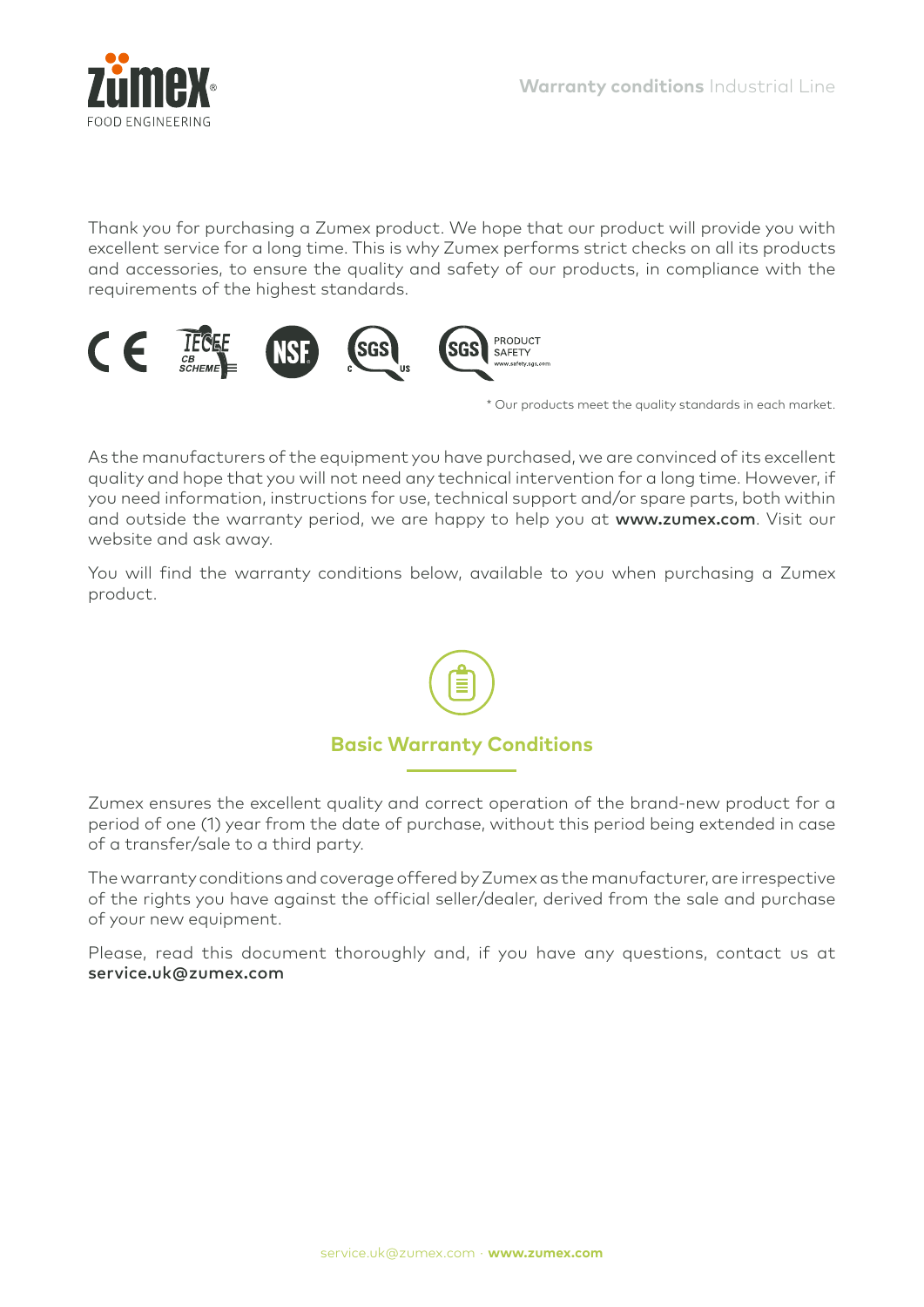Thank you for purchasing a Zumex product. We hope that our product will provide you with excellent service for a long time. This is why Zumex performs strict checks on all its products and accessories, to ensure the quality and safety of our products, in compliance with the requirements of the highest standards.

* Our products meet the quality standards in each market.

As the manufacturers of the equipment you have purchased, we are convinced of its excellent quality and hope that you will not need any technical intervention for a long time. However, if you need information, instructions for use, technical support and/or spare parts, both within and outside the warranty period, we are happy to help you at **www.zumex.com**. Visit our website and ask away.

You will find the warranty conditions below, available to you when purchasing a Zumex product.

## Basic Warranty Conditions

Zumex ensures the excellent quality and correct operation of the brand-new product for a period of one (1) year from the date of purchase, without this period being extended in case of a transfer/sale to a third party.

The warranty conditions and coverage offered by Zumex as the manufacturer, are irrespective of the rights you have against the official seller/dealer, derived from the sale and purchase of your new equipment.

Please, read this document thoroughly and, if you have any questions, contact us at **service.uk@zumex.com**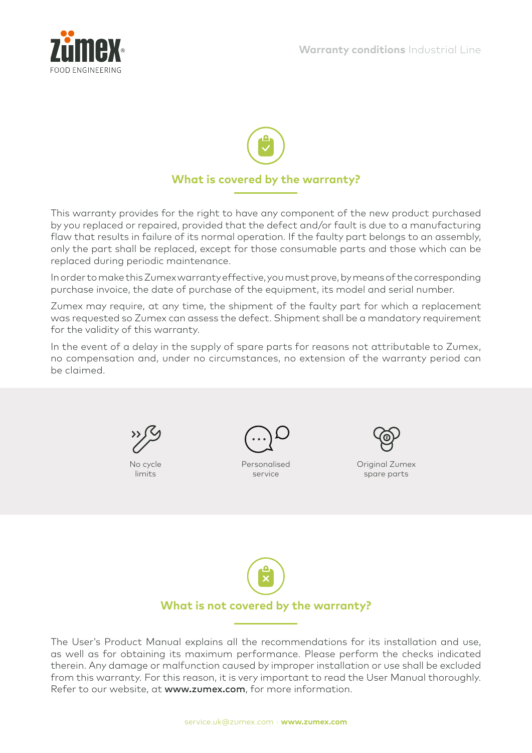## What is covered by the warranty?

This warranty provides for the right to have any component of the new product purchased by you replaced or repaired, provided that the defect and/or fault is due to a manufacturing flaw that results in failure of its normal operation. If the faulty part belongs to an assembly, only the part shall be replaced, except for those consumable parts and those which can be replaced during periodic maintenance.

In order to make this Zumex warranty effective, you must prove, by means of the corresponding purchase invoice, the date of purchase of the equipment, its model and serial number.

Zumex may require, at any time, the shipment of the faulty part for which a replacement was requested so Zumex can assess the defect. Shipment shall be a mandatory requirement for the validity of this warranty.

In the event of a delay in the supply of spare parts for reasons not attributable to Zumex, no compensation and, under no circumstances, no extension of the warranty period can be claimed.

No cycle limits

Personalised service

Original Zumex spare parts

## What is not covered by the warranty?

The User's Product Manual explains all the recommendations for its installation and use, as well as for obtaining its maximum performance. Please perform the checks indicated therein. Any damage or malfunction caused by improper installation or use shall be excluded from this warranty. For this reason, it is very important to read the User Manual thoroughly. Refer to our website, at **www.zumex.com**, for more information.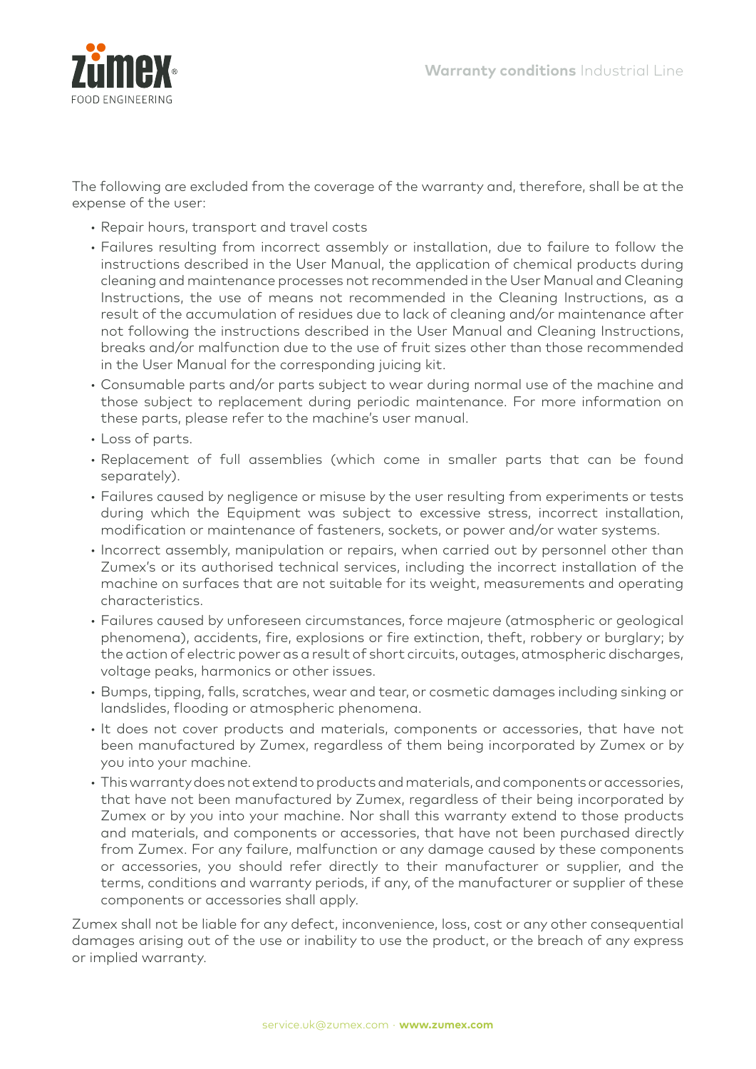The following are excluded from the coverage of the warranty and, therefore, shall be at the expense of the user:

- Repair hours, transport and travel costs
- Failures resulting from incorrect assembly or installation, due to failure to follow the instructions described in the User Manual, the application of chemical products during cleaning and maintenance processes not recommended in the User Manual and Cleaning Instructions, the use of means not recommended in the Cleaning Instructions, as a result of the accumulation of residues due to lack of cleaning and/or maintenance after not following the instructions described in the User Manual and Cleaning Instructions, breaks and/or malfunction due to the use of fruit sizes other than those recommended in the User Manual for the corresponding juicing kit.
- Consumable parts and/or parts subject to wear during normal use of the machine and those subject to replacement during periodic maintenance. For more information on these parts, please refer to the machine's user manual.
- Loss of parts.
- Replacement of full assemblies (which come in smaller parts that can be found separately).
- Failures caused by negligence or misuse by the user resulting from experiments or tests during which the Equipment was subject to excessive stress, incorrect installation, modification or maintenance of fasteners, sockets, or power and/or water systems.
- Incorrect assembly, manipulation or repairs, when carried out by personnel other than Zumex's or its authorised technical services, including the incorrect installation of the machine on surfaces that are not suitable for its weight, measurements and operating characteristics.
- Failures caused by unforeseen circumstances, force majeure (atmospheric or geological phenomena), accidents, fire, explosions or fire extinction, theft, robbery or burglary; by the action of electric power as a result of short circuits, outages, atmospheric discharges, voltage peaks, harmonics or other issues.
- Bumps, tipping, falls, scratches, wear and tear, or cosmetic damages including sinking or landslides, flooding or atmospheric phenomena.
- It does not cover products and materials, components or accessories, that have not been manufactured by Zumex, regardless of them being incorporated by Zumex or by you into your machine.
- This warranty does not extend to products and materials, and components or accessories, that have not been manufactured by Zumex, regardless of their being incorporated by Zumex or by you into your machine. Nor shall this warranty extend to those products and materials, and components or accessories, that have not been purchased directly from Zumex. For any failure, malfunction or any damage caused by these components or accessories, you should refer directly to their manufacturer or supplier, and the terms, conditions and warranty periods, if any, of the manufacturer or supplier of these components or accessories shall apply.

Zumex shall not be liable for any defect, inconvenience, loss, cost or any other consequential damages arising out of the use or inability to use the product, or the breach of any express or implied warranty.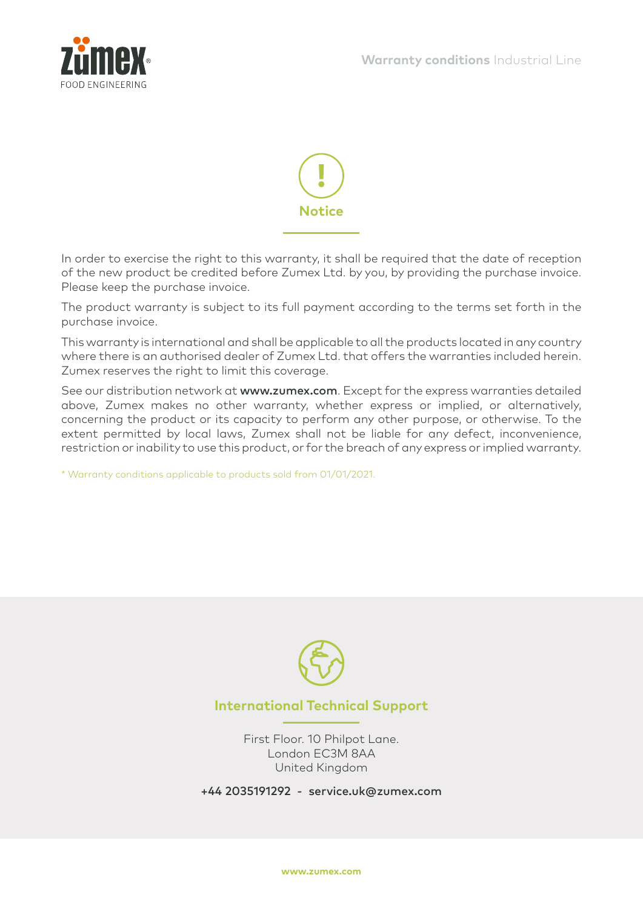## Notice

In order to exercise the right to this warranty, it shall be required that the date of reception of the new product be credited before Zumex Ltd. by you, by providing the purchase invoice. Please keep the purchase invoice.

The product warranty is subject to its full payment according to the terms set forth in the purchase invoice.

This warranty is international and shall be applicable to all the products located in any country where there is an authorised dealer of Zumex Ltd. that offers the warranties included herein. Zumex reserves the right to limit this coverage.

See our distribution network at **www.zumex.com**. Except for the express warranties detailed above, Zumex makes no other warranty, whether express or implied, or alternatively, concerning the product or its capacity to perform any other purpose, or otherwise. To the extent permitted by local laws, Zumex shall not be liable for any defect, inconvenience, restriction or inability to use this product, or for the breach of any express or implied warranty.

* Warranty conditions applicable to products sold from 01/01/2021.

## International Technical Support

First Floor. 10 Philpot Lane.
London EC3M 8AA
United Kingdom

**+44 2035191292 - service.uk@zumex.com**